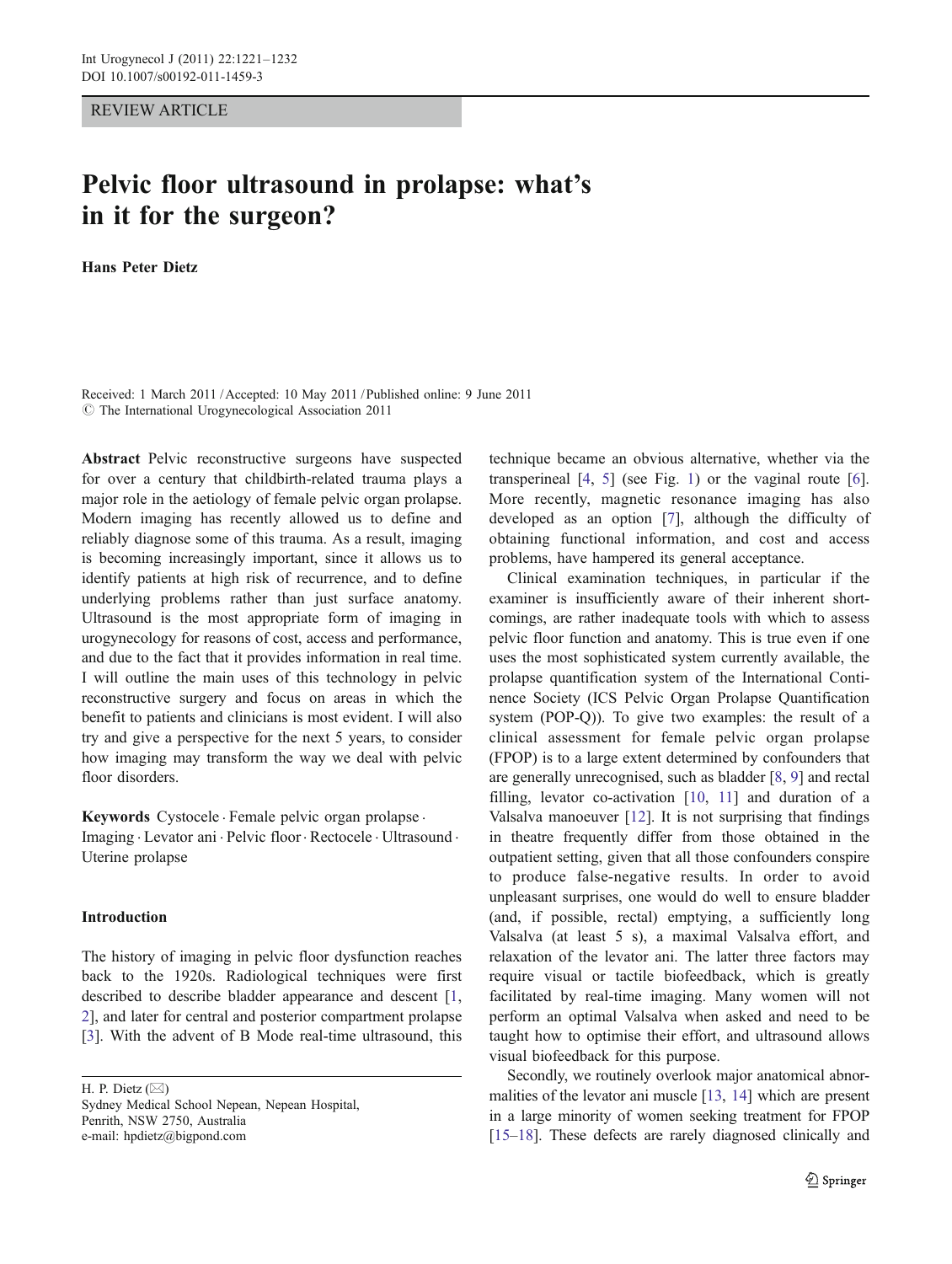REVIEW ARTICLE

# Pelvic floor ultrasound in prolapse: what's in it for the surgeon?

**Hans Peter Dietz**

Received: 1 March 2011 / Accepted: 10 May 2011 / Published online: 9 June 2011
© The International Urogynecological Association 2011

**Abstract** Pelvic reconstructive surgeons have suspected for over a century that childbirth-related trauma plays a major role in the aetiology of female pelvic organ prolapse. Modern imaging has recently allowed us to define and reliably diagnose some of this trauma. As a result, imaging is becoming increasingly important, since it allows us to identify patients at high risk of recurrence, and to define underlying problems rather than just surface anatomy. Ultrasound is the most appropriate form of imaging in urogynecology for reasons of cost, access and performance, and due to the fact that it provides information in real time. I will outline the main uses of this technology in pelvic reconstructive surgery and focus on areas in which the benefit to patients and clinicians is most evident. I will also try and give a perspective for the next 5 years, to consider how imaging may transform the way we deal with pelvic floor disorders.

**Keywords** Cystocele · Female pelvic organ prolapse · Imaging · Levator ani · Pelvic floor · Rectocele · Ultrasound · Uterine prolapse

H. P. Dietz (✉)
Sydney Medical School Nepean, Nepean Hospital,
Penrith, NSW 2750, Australia
e-mail: hpdietz@bigpond.com

## Introduction

The history of imaging in pelvic floor dysfunction reaches back to the 1920s. Radiological techniques were first described to describe bladder appearance and descent [1, 2], and later for central and posterior compartment prolapse [3]. With the advent of B Mode real-time ultrasound, this technique became an obvious alternative, whether via the transperineal [4, 5] (see Fig. 1) or the vaginal route [6]. More recently, magnetic resonance imaging has also developed as an option [7], although the difficulty of obtaining functional information, and cost and access problems, have hampered its general acceptance.

Clinical examination techniques, in particular if the examiner is insufficiently aware of their inherent shortcomings, are rather inadequate tools with which to assess pelvic floor function and anatomy. This is true even if one uses the most sophisticated system currently available, the prolapse quantification system of the International Continence Society (ICS Pelvic Organ Prolapse Quantification system (POP-Q)). To give two examples: the result of a clinical assessment for female pelvic organ prolapse (FPOP) is to a large extent determined by confounders that are generally unrecognised, such as bladder [8, 9] and rectal filling, levator co-activation [10, 11] and duration of a Valsalva manoeuver [12]. It is not surprising that findings in theatre frequently differ from those obtained in the outpatient setting, given that all those confounders conspire to produce false-negative results. In order to avoid unpleasant surprises, one would do well to ensure bladder (and, if possible, rectal) emptying, a sufficiently long Valsalva (at least 5 s), a maximal Valsalva effort, and relaxation of the levator ani. The latter three factors may require visual or tactile biofeedback, which is greatly facilitated by real-time imaging. Many women will not perform an optimal Valsalva when asked and need to be taught how to optimise their effort, and ultrasound allows visual biofeedback for this purpose.

Secondly, we routinely overlook major anatomical abnormalities of the levator ani muscle [13, 14] which are present in a large minority of women seeking treatment for FPOP [15–18]. These defects are rarely diagnosed clinically and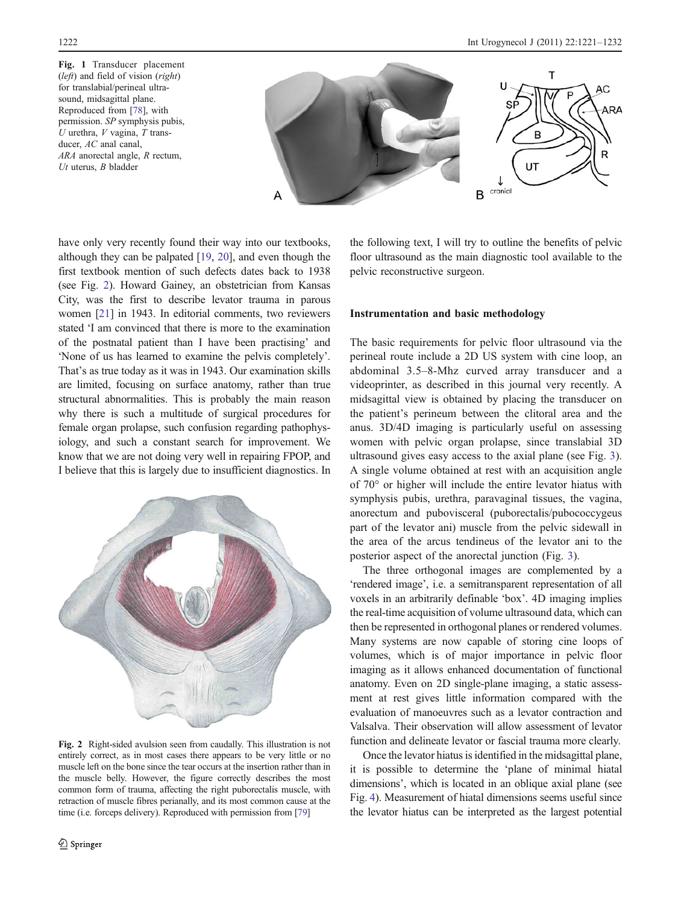Fig. 1 Transducer placement (*left*) and field of vision (*right*) for translabial/perineal ultrasound, midsagittal plane. Reproduced from [78], with permission. *SP* symphysis pubis, *U* urethra, *V* vagina, *T* transducer, *AC* anal canal, *ARA* anorectal angle, *R* rectum, *Ut* uterus, *B* bladder

have only very recently found their way into our textbooks, although they can be palpated [19, 20], and even though the first textbook mention of such defects dates back to 1938 (see Fig. 2). Howard Gainey, an obstetrician from Kansas City, was the first to describe levator trauma in parous women [21] in 1943. In editorial comments, two reviewers stated 'I am convinced that there is more to the examination of the postnatal patient than I have been practising' and 'None of us has learned to examine the pelvis completely'. That's as true today as it was in 1943. Our examination skills are limited, focusing on surface anatomy, rather than true structural abnormalities. This is probably the main reason why there is such a multitude of surgical procedures for female organ prolapse, such confusion regarding pathophysiology, and such a constant search for improvement. We know that we are not doing very well in repairing FPOP, and I believe that this is largely due to insufficient diagnostics. In the following text, I will try to outline the benefits of pelvic floor ultrasound as the main diagnostic tool available to the pelvic reconstructive surgeon.

Fig. 2 Right-sided avulsion seen from caudally. This illustration is not entirely correct, as in most cases there appears to be very little or no muscle left on the bone since the tear occurs at the insertion rather than in the muscle belly. However, the figure correctly describes the most common form of trauma, affecting the right puborectalis muscle, with retraction of muscle fibres perianally, and its most common cause at the time (i.e. forceps delivery). Reproduced with permission from [79]

## Instrumentation and basic methodology

The basic requirements for pelvic floor ultrasound via the perineal route include a 2D US system with cine loop, an abdominal 3.5–8-Mhz curved array transducer and a videoprinter, as described in this journal very recently. A midsagittal view is obtained by placing the transducer on the patient's perineum between the clitoral area and the anus. 3D/4D imaging is particularly useful on assessing women with pelvic organ prolapse, since translabial 3D ultrasound gives easy access to the axial plane (see Fig. 3). A single volume obtained at rest with an acquisition angle of 70° or higher will include the entire levator hiatus with symphysis pubis, urethra, paravaginal tissues, the vagina, anorectum and puboviceral (puborectalis/pubococcygeus part of the levator ani) muscle from the pelvic sidewall in the area of the arcus tendineus of the levator ani to the posterior aspect of the anorectal junction (Fig. 3).

The three orthogonal images are complemented by a 'rendered image', i.e. a semitransparent representation of all voxels in an arbitrarily definable 'box'. 4D imaging implies the real-time acquisition of volume ultrasound data, which can then be represented in orthogonal planes or rendered volumes. Many systems are now capable of storing cine loops of volumes, which is of major importance in pelvic floor imaging as it allows enhanced documentation of functional anatomy. Even on 2D single-plane imaging, a static assessment at rest gives little information compared with the evaluation of manoeuvres such as a levator contraction and Valsalva. Their observation will allow assessment of levator function and delineate levator or fascial trauma more clearly.

Once the levator hiatus is identified in the midsagittal plane, it is possible to determine the 'plane of minimal hiatal dimensions', which is located in an oblique axial plane (see Fig. 4). Measurement of hiatal dimensions seems useful since the levator hiatus can be interpreted as the largest potential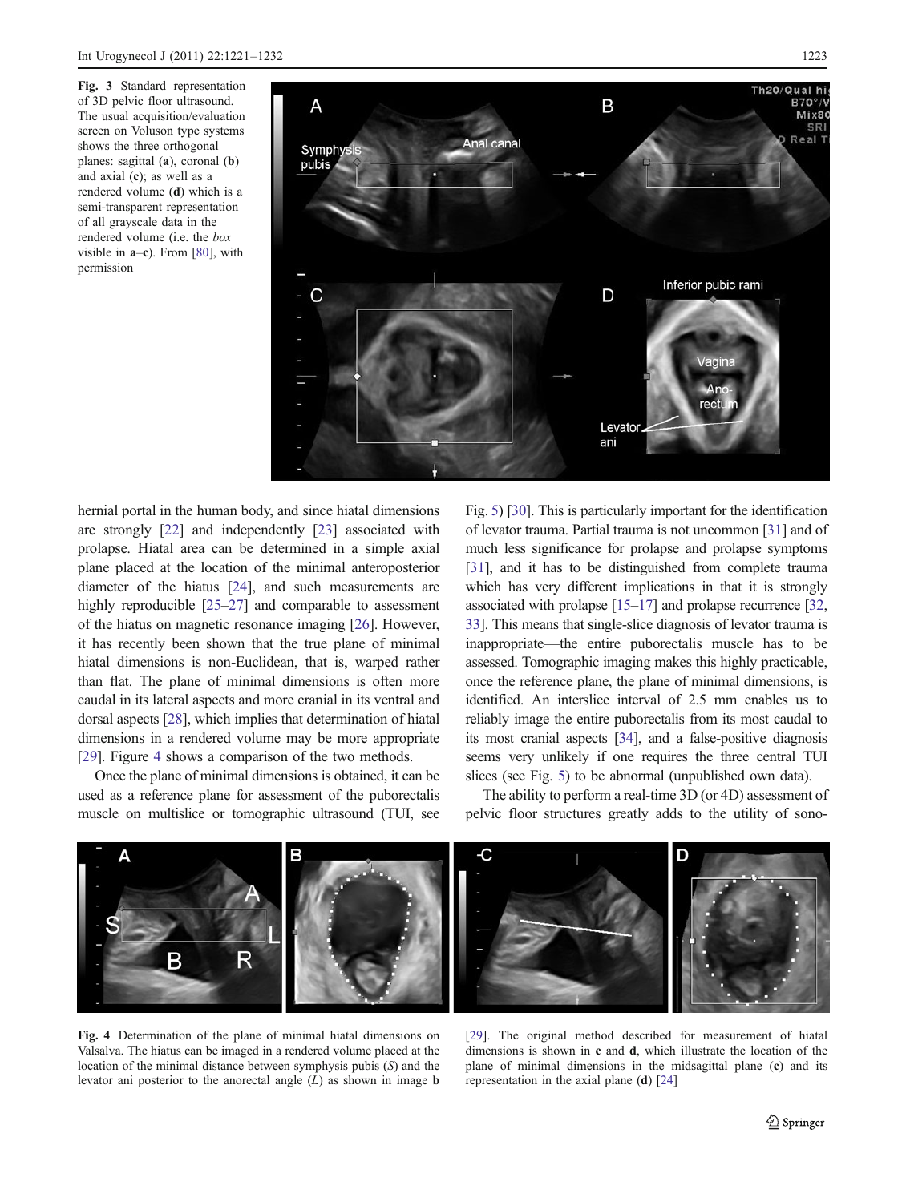**Fig. 3** Standard representation of 3D pelvic floor ultrasound. The usual acquisition/evaluation screen on Voluson type systems shows the three orthogonal planes: sagittal (**a**), coronal (**b**) and axial (**c**); as well as a rendered volume (**d**) which is a semi-transparent representation of all grayscale data in the rendered volume (i.e. the *box* visible in **a**–**c**). From [80], with permission

hernial portal in the human body, and since hiatal dimensions are strongly [22] and independently [23] associated with prolapse. Hiatal area can be determined in a simple axial plane placed at the location of the minimal anteroposterior diameter of the hiatus [24], and such measurements are highly reproducible [25–27] and comparable to assessment of the hiatus on magnetic resonance imaging [26]. However, it has recently been shown that the true plane of minimal hiatal dimensions is non-Euclidean, that is, warped rather than flat. The plane of minimal dimensions is often more caudal in its lateral aspects and more cranial in its ventral and dorsal aspects [28], which implies that determination of hiatal dimensions in a rendered volume may be more appropriate [29]. Figure 4 shows a comparison of the two methods.

Once the plane of minimal dimensions is obtained, it can be used as a reference plane for assessment of the puborectalis muscle on multislice or tomographic ultrasound (TUI, see Fig. 5) [30]. This is particularly important for the identification of levator trauma. Partial trauma is not uncommon [31] and of much less significance for prolapse and prolapse symptoms [31], and it has to be distinguished from complete trauma which has very different implications in that it is strongly associated with prolapse [15–17] and prolapse recurrence [32, 33]. This means that single-slice diagnosis of levator trauma is inappropriate—the entire puborectalis muscle has to be assessed. Tomographic imaging makes this highly practicable, once the reference plane, the plane of minimal dimensions, is identified. An interslice interval of 2.5 mm enables us to reliably image the entire puborectalis from its most caudal to its most cranial aspects [34], and a false-positive diagnosis seems very unlikely if one requires the three central TUI slices (see Fig. 5) to be abnormal (unpublished own data).

The ability to perform a real-time 3D (or 4D) assessment of pelvic floor structures greatly adds to the utility of sono-

**Fig. 4** Determination of the plane of minimal hiatal dimensions on Valsalva. The hiatus can be imaged in a rendered volume placed at the location of the minimal distance between symphysis pubis (*S*) and the levator ani posterior to the anorectal angle (*L*) as shown in image **b** [29]. The original method described for measurement of hiatal dimensions is shown in **c** and **d**, which illustrate the location of the plane of minimal dimensions in the midsagittal plane (**c**) and its representation in the axial plane (**d**) [24]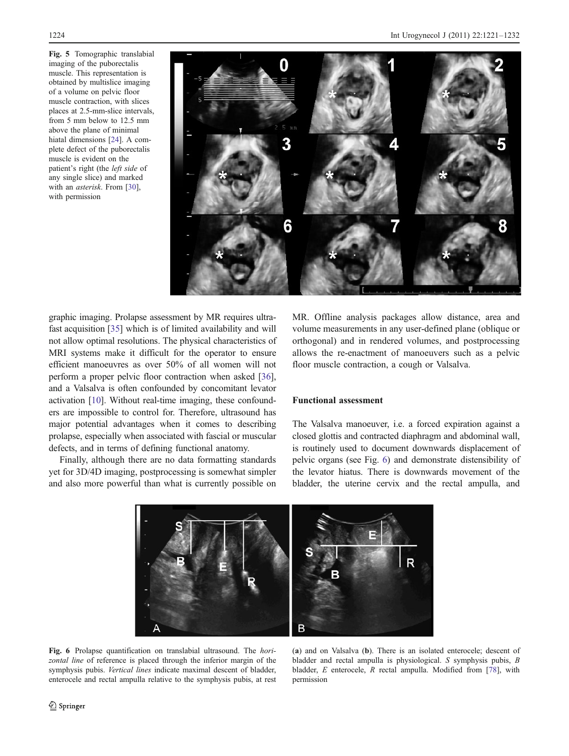**Fig. 5** Tomographic translabial imaging of the puborectalis muscle. This representation is obtained by multislice imaging of a volume on pelvic floor muscle contraction, with slices places at 2.5-mm-slice intervals, from 5 mm below to 12.5 mm above the plane of minimal hiatal dimensions [24]. A complete defect of the puborectalis muscle is evident on the patient's right (the *left side* of any single slice) and marked with an *asterisk*. From [30], with permission

graphic imaging. Prolapse assessment by MR requires ultrafast acquisition [35] which is of limited availability and will not allow optimal resolutions. The physical characteristics of MRI systems make it difficult for the operator to ensure efficient manoeuvres as over 50% of all women will not perform a proper pelvic floor contraction when asked [36], and a Valsalva is often confounded by concomitant levator activation [10]. Without real-time imaging, these confounders are impossible to control for. Therefore, ultrasound has major potential advantages when it comes to describing prolapse, especially when associated with fascial or muscular defects, and in terms of defining functional anatomy.

Finally, although there are no data formatting standards yet for 3D/4D imaging, postprocessing is somewhat simpler and also more powerful than what is currently possible on MR. Offline analysis packages allow distance, area and volume measurements in any user-defined plane (oblique or orthogonal) and in rendered volumes, and postprocessing allows the re-enactment of manoeuvers such as a pelvic floor muscle contraction, a cough or Valsalva.

## Functional assessment

The Valsalva manoeuver, i.e. a forced expiration against a closed glottis and contracted diaphragm and abdominal wall, is routinely used to document downwards displacement of pelvic organs (see Fig. 6) and demonstrate distensibility of the levator hiatus. There is downwards movement of the bladder, the uterine cervix and the rectal ampulla, and

**Fig. 6** Prolapse quantification on translabial ultrasound. The *horizontal line* of reference is placed through the inferior margin of the symphysis pubis. *Vertical lines* indicate maximal descent of bladder, enterocele and rectal ampulla relative to the symphysis pubis, at rest (**a**) and on Valsalva (**b**). There is an isolated enterocele; descent of bladder and rectal ampulla is physiological. *S* symphysis pubis, *B* bladder, *E* enterocele, *R* rectal ampulla. Modified from [78], with permission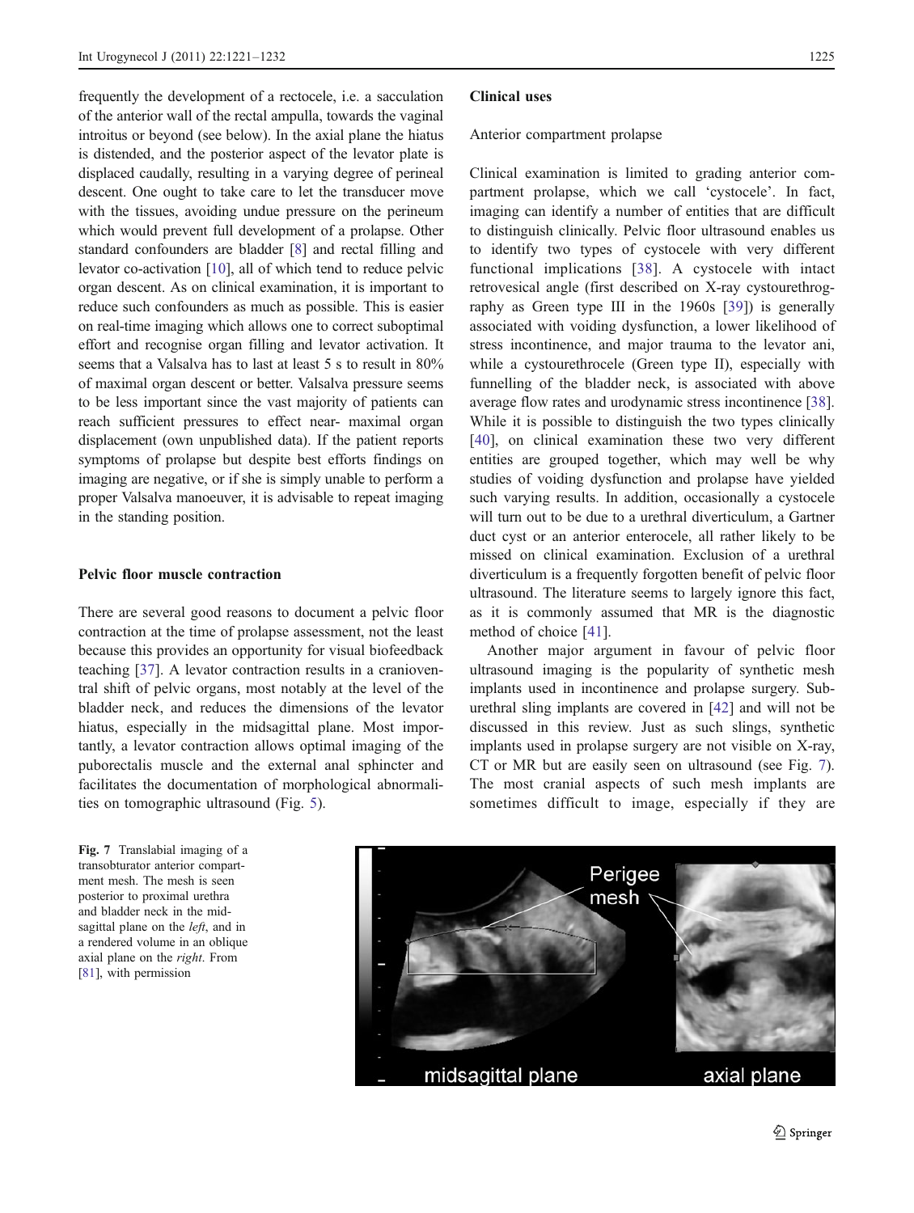frequently the development of a rectocele, i.e. a sacculation of the anterior wall of the rectal ampulla, towards the vaginal introitus or beyond (see below). In the axial plane the hiatus is distended, and the posterior aspect of the levator plate is displaced caudally, resulting in a varying degree of perineal descent. One ought to take care to let the transducer move with the tissues, avoiding undue pressure on the perineum which would prevent full development of a prolapse. Other standard confounders are bladder [8] and rectal filling and levator co-activation [10], all of which tend to reduce pelvic organ descent. As on clinical examination, it is important to reduce such confounders as much as possible. This is easier on real-time imaging which allows one to correct suboptimal effort and recognise organ filling and levator activation. It seems that a Valsalva has to last at least 5 s to result in 80% of maximal organ descent or better. Valsalva pressure seems to be less important since the vast majority of patients can reach sufficient pressures to effect near- maximal organ displacement (own unpublished data). If the patient reports symptoms of prolapse but despite best efforts findings on imaging are negative, or if she is simply unable to perform a proper Valsalva manoeuver, it is advisable to repeat imaging in the standing position.

## Pelvic floor muscle contraction

There are several good reasons to document a pelvic floor contraction at the time of prolapse assessment, not the least because this provides an opportunity for visual biofeedback teaching [37]. A levator contraction results in a cranioventral shift of pelvic organs, most notably at the level of the bladder neck, and reduces the dimensions of the levator hiatus, especially in the midsagittal plane. Most importantly, a levator contraction allows optimal imaging of the puborectalis muscle and the external anal sphincter and facilitates the documentation of morphological abnormalities on tomographic ultrasound (Fig. 5).

## Clinical uses

### Anterior compartment prolapse

Clinical examination is limited to grading anterior compartment prolapse, which we call 'cystocele'. In fact, imaging can identify a number of entities that are difficult to distinguish clinically. Pelvic floor ultrasound enables us to identify two types of cystocele with very different functional implications [38]. A cystocele with intact retrovesical angle (first described on X-ray cystourethrography as Green type III in the 1960s [39]) is generally associated with voiding dysfunction, a lower likelihood of stress incontinence, and major trauma to the levator ani, while a cystourethrocele (Green type II), especially with funnelling of the bladder neck, is associated with above average flow rates and urodynamic stress incontinence [38]. While it is possible to distinguish the two types clinically [40], on clinical examination these two very different entities are grouped together, which may well be why studies of voiding dysfunction and prolapse have yielded such varying results. In addition, occasionally a cystocele will turn out to be due to a urethral diverticulum, a Gartner duct cyst or an anterior enterocele, all rather likely to be missed on clinical examination. Exclusion of a urethral diverticulum is a frequently forgotten benefit of pelvic floor ultrasound. The literature seems to largely ignore this fact, as it is commonly assumed that MR is the diagnostic method of choice [41].

Another major argument in favour of pelvic floor ultrasound imaging is the popularity of synthetic mesh implants used in incontinence and prolapse surgery. Suburethral sling implants are covered in [42] and will not be discussed in this review. Just as such slings, synthetic implants used in prolapse surgery are not visible on X-ray, CT or MR but are easily seen on ultrasound (see Fig. 7). The most cranial aspects of such mesh implants are sometimes difficult to image, especially if they are

**Fig. 7** Translabial imaging of a transobturator anterior compartment mesh. The mesh is seen posterior to proximal urethra and bladder neck in the midsagittal plane on the *left*, and in a rendered volume in an oblique axial plane on the *right*. From [81], with permission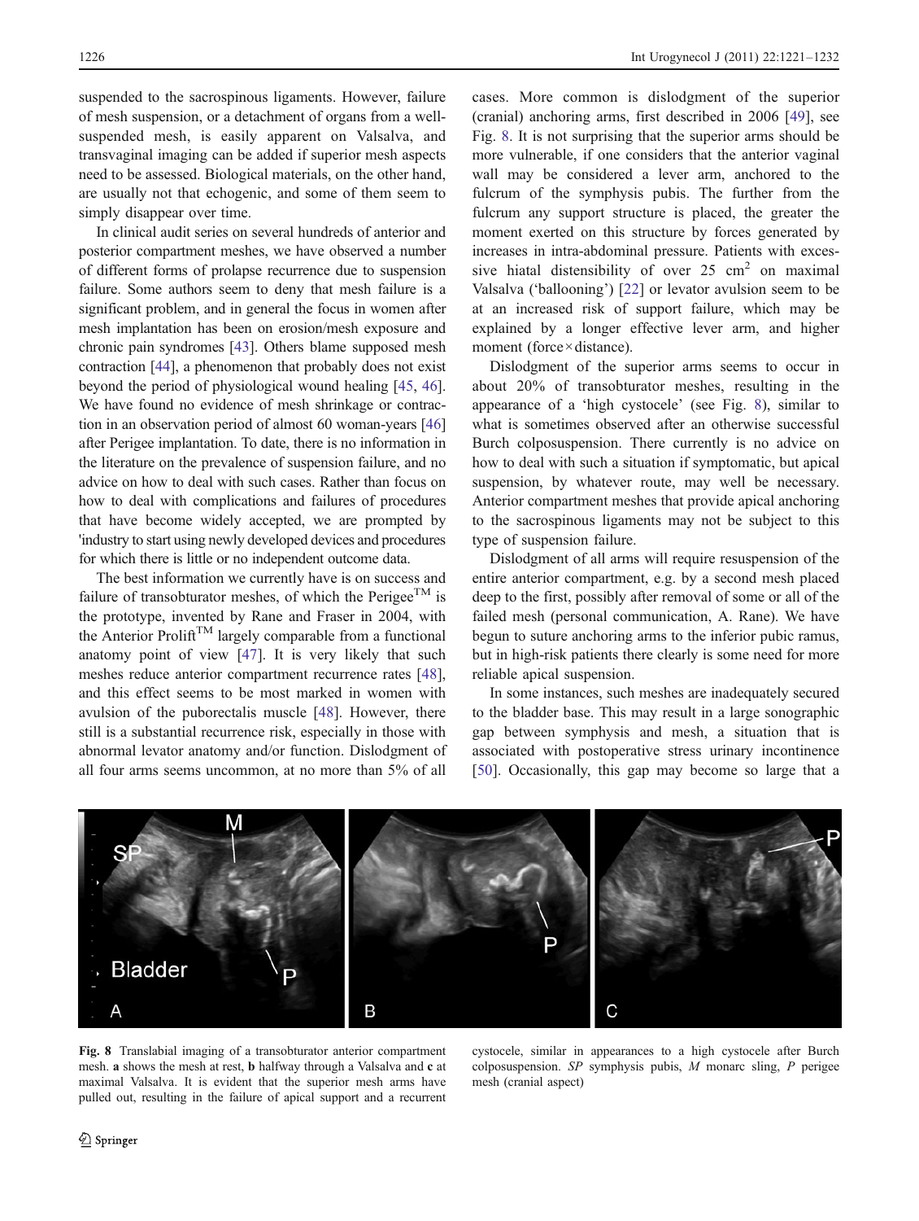suspended to the sacrospinous ligaments. However, failure of mesh suspension, or a detachment of organs from a well-suspended mesh, is easily apparent on Valsalva, and transvaginal imaging can be added if superior mesh aspects need to be assessed. Biological materials, on the other hand, are usually not that echogenic, and some of them seem to simply disappear over time.

In clinical audit series on several hundreds of anterior and posterior compartment meshes, we have observed a number of different forms of prolapse recurrence due to suspension failure. Some authors seem to deny that mesh failure is a significant problem, and in general the focus in women after mesh implantation has been on erosion/mesh exposure and chronic pain syndromes [43]. Others blame supposed mesh contraction [44], a phenomenon that probably does not exist beyond the period of physiological wound healing [45, 46]. We have found no evidence of mesh shrinkage or contraction in an observation period of almost 60 woman-years [46] after Perigee implantation. To date, there is no information in the literature on the prevalence of suspension failure, and no advice on how to deal with such cases. Rather than focus on how to deal with complications and failures of procedures that have become widely accepted, we are prompted by 'industry to start using newly developed devices and procedures for which there is little or no independent outcome data.

The best information we currently have is on success and failure of transobturator meshes, of which the Perigee™ is the prototype, invented by Rane and Fraser in 2004, with the Anterior Prolift™ largely comparable from a functional anatomy point of view [47]. It is very likely that such meshes reduce anterior compartment recurrence rates [48], and this effect seems to be most marked in women with avulsion of the puborectalis muscle [48]. However, there still is a substantial recurrence risk, especially in those with abnormal levator anatomy and/or function. Dislodgment of all four arms seems uncommon, at no more than 5% of all cases. More common is dislodgment of the superior (cranial) anchoring arms, first described in 2006 [49], see Fig. 8. It is not surprising that the superior arms should be more vulnerable, if one considers that the anterior vaginal wall may be considered a lever arm, anchored to the fulcrum of the symphysis pubis. The further from the fulcrum any support structure is placed, the greater the moment exerted on this structure by forces generated by increases in intra-abdominal pressure. Patients with excessive hiatal distensibility of over 25 $cm^2$ on maximal Valsalva ('ballooning') [22] or levator avulsion seem to be at an increased risk of support failure, which may be explained by a longer effective lever arm, and higher moment (force × distance).

Dislodgment of the superior arms seems to occur in about 20% of transobturator meshes, resulting in the appearance of a 'high cystocele' (see Fig. 8), similar to what is sometimes observed after an otherwise successful Burch colposuspension. There currently is no advice on how to deal with such a situation if symptomatic, but apical suspension, by whatever route, may well be necessary. Anterior compartment meshes that provide apical anchoring to the sacrospinous ligaments may not be subject to this type of suspension failure.

Dislodgment of all arms will require resuspension of the entire anterior compartment, e.g. by a second mesh placed deep to the first, possibly after removal of some or all of the failed mesh (personal communication, A. Rane). We have begun to suture anchoring arms to the inferior pubic ramus, but in high-risk patients there clearly is some need for more reliable apical suspension.

In some instances, such meshes are inadequately secured to the bladder base. This may result in a large sonographic gap between symphysis and mesh, a situation that is associated with postoperative stress urinary incontinence [50]. Occasionally, this gap may become so large that a

**Fig. 8** Translabial imaging of a transobturator anterior compartment mesh. **a** shows the mesh at rest, **b** halfway through a Valsalva and **c** at maximal Valsalva. It is evident that the superior mesh arms have pulled out, resulting in the failure of apical support and a recurrent cystocele, similar in appearances to a high cystocele after Burch colposuspension. *SP* symphysis pubis, *M* monarc sling, *P* perigee mesh (cranial aspect)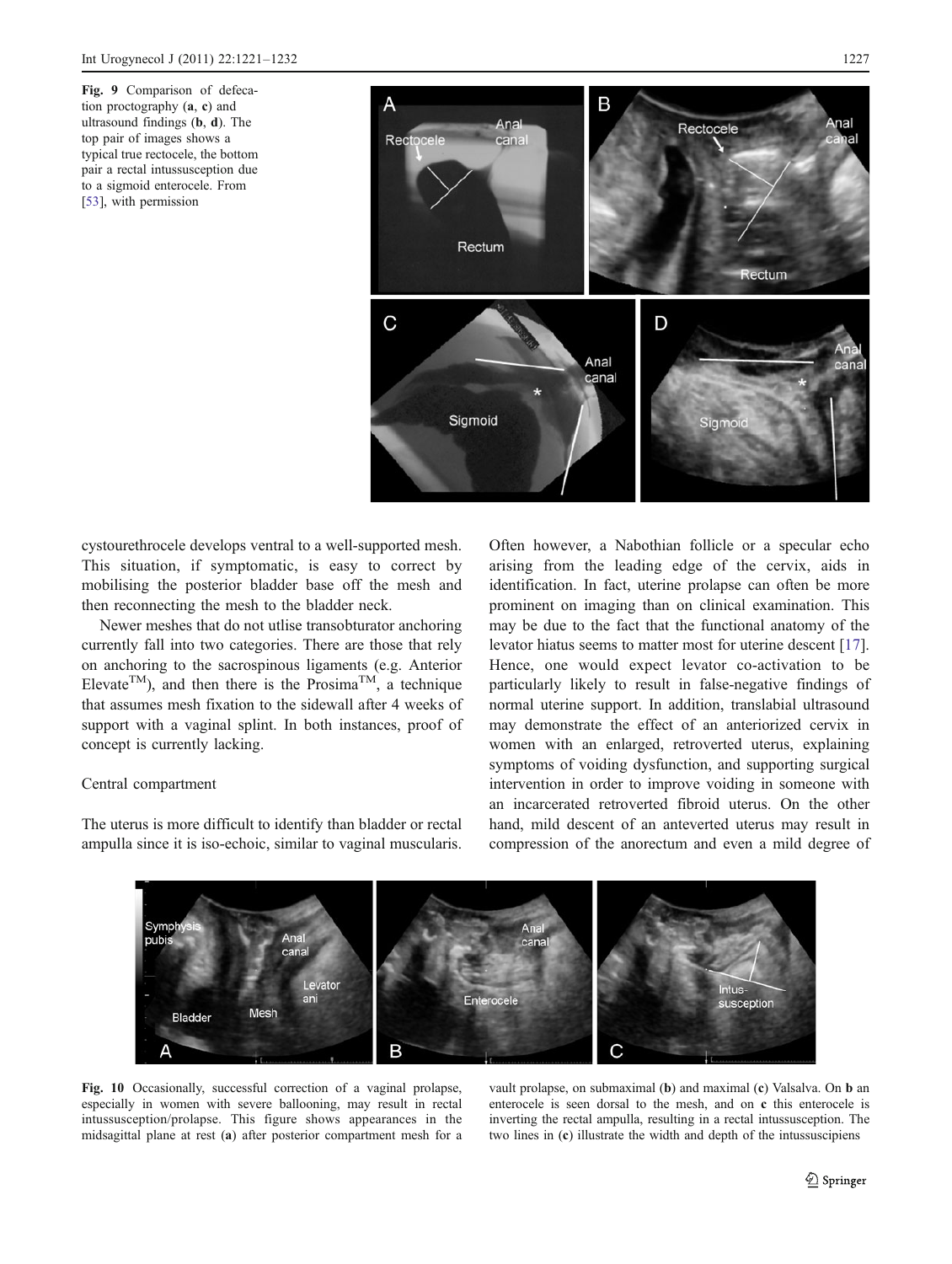Fig. 9 Comparison of defecation proctography (**a**, **c**) and ultrasound findings (**b**, **d**). The top pair of images shows a typical true rectocele, the bottom pair a rectal intussusception due to a sigmoid enterocele. From [53], with permission

cystourethrocele develops ventral to a well-supported mesh. This situation, if symptomatic, is easy to correct by mobilising the posterior bladder base off the mesh and then reconnecting the mesh to the bladder neck.

Newer meshes that do not utlise transobturator anchoring currently fall into two categories. There are those that rely on anchoring to the sacrospinous ligaments (e.g. Anterior Elevate™), and then there is the Prosima™, a technique that assumes mesh fixation to the sidewall after 4 weeks of support with a vaginal splint. In both instances, proof of concept is currently lacking.

## Central compartment

The uterus is more difficult to identify than bladder or rectal ampulla since it is iso-echoic, similar to vaginal muscularis. Often however, a Nabothian follicle or a specular echo arising from the leading edge of the cervix, aids in identification. In fact, uterine prolapse can often be more prominent on imaging than on clinical examination. This may be due to the fact that the functional anatomy of the levator hiatus seems to matter most for uterine descent [17]. Hence, one would expect levator co-activation to be particularly likely to result in false-negative findings of normal uterine support. In addition, translabial ultrasound may demonstrate the effect of an anteriorized cervix in women with an enlarged, retroverted uterus, explaining symptoms of voiding dysfunction, and supporting surgical intervention in order to improve voiding in someone with an incarcerated retroverted fibroid uterus. On the other hand, mild descent of an anteverted uterus may result in compression of the anorectum and even a mild degree of

Fig. 10 Occasionally, successful correction of a vaginal prolapse, especially in women with severe ballooning, may result in rectal intussusception/prolapse. This figure shows appearances in the midsagittal plane at rest (**a**) after posterior compartment mesh for a vault prolapse, on submaximal (**b**) and maximal (**c**) Valsalva. On **b** an enterocele is seen dorsal to the mesh, and on **c** this enterocele is inverting the rectal ampulla, resulting in a rectal intussusception. The two lines in (**c**) illustrate the width and depth of the intussuscipiens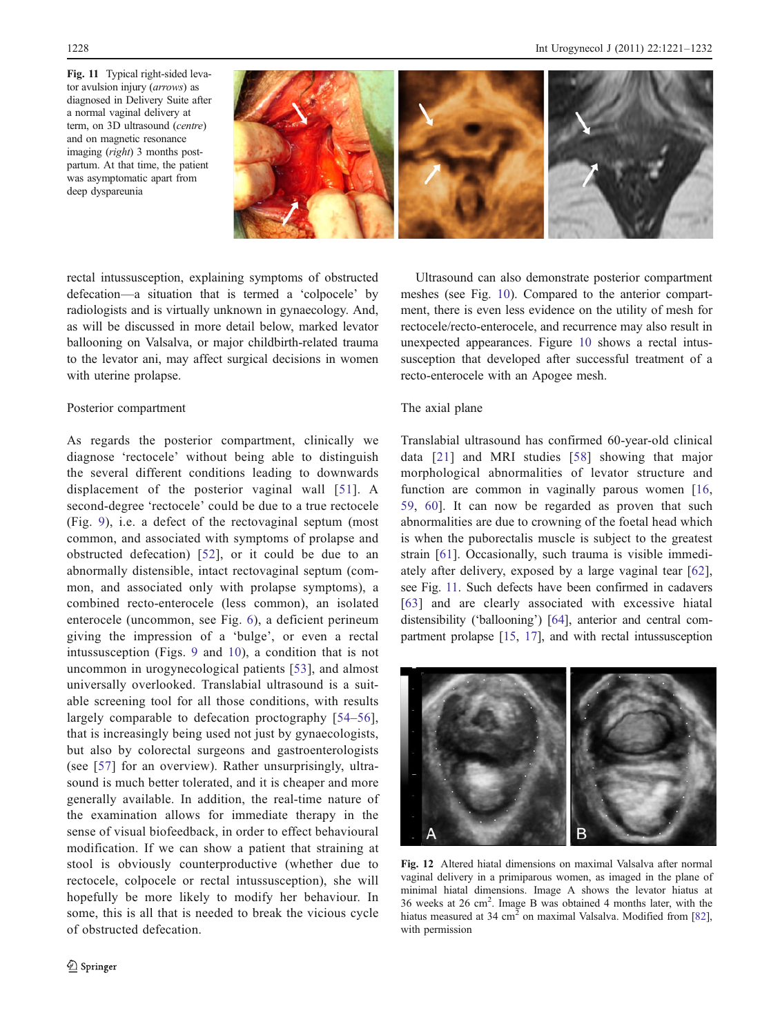**Fig. 11** Typical right-sided levator avulsion injury (*arrows*) as diagnosed in Delivery Suite after a normal vaginal delivery at term, on 3D ultrasound (*centre*) and on magnetic resonance imaging (*right*) 3 months postpartum. At that time, the patient was asymptomatic apart from deep dyspareunia

rectal intussusception, explaining symptoms of obstructed defecation—a situation that is termed a 'colpocele' by radiologists and is virtually unknown in gynaecology. And, as will be discussed in more detail below, marked levator ballooning on Valsalva, or major childbirth-related trauma to the levator ani, may affect surgical decisions in women with uterine prolapse.

## Posterior compartment

As regards the posterior compartment, clinically we diagnose 'rectocele' without being able to distinguish the several different conditions leading to downwards displacement of the posterior vaginal wall [51]. A second-degree 'rectocele' could be due to a true rectocele (Fig. 9), i.e. a defect of the rectovaginal septum (most common, and associated with symptoms of prolapse and obstructed defecation) [52], or it could be due to an abnormally distensible, intact rectovaginal septum (common, and associated only with prolapse symptoms), a combined recto-enterocele (less common), an isolated enterocele (uncommon, see Fig. 6), a deficient perineum giving the impression of a 'bulge', or even a rectal intussusception (Figs. 9 and 10), a condition that is not uncommon in urogynecological patients [53], and almost universally overlooked. Translabial ultrasound is a suitable screening tool for all those conditions, with results largely comparable to defecation proctography [54–56], that is increasingly being used not just by gynaecologists, but also by colorectal surgeons and gastroenterologists (see [57] for an overview). Rather unsurprisingly, ultrasound is much better tolerated, and it is cheaper and more generally available. In addition, the real-time nature of the examination allows for immediate therapy in the sense of visual biofeedback, in order to effect behavioural modification. If we can show a patient that straining at stool is obviously counterproductive (whether due to rectocele, colpocele or rectal intussusception), she will hopefully be more likely to modify her behaviour. In some, this is all that is needed to break the vicious cycle of obstructed defecation.

Ultrasound can also demonstrate posterior compartment meshes (see Fig. 10). Compared to the anterior compartment, there is even less evidence on the utility of mesh for rectocele/recto-enterocele, and recurrence may also result in unexpected appearances. Figure 10 shows a rectal intussusception that developed after successful treatment of a recto-enterocele with an Apogee mesh.

## The axial plane

Translabial ultrasound has confirmed 60-year-old clinical data [21] and MRI studies [58] showing that major morphological abnormalities of levator structure and function are common in vaginally parous women [16, 59, 60]. It can now be regarded as proven that such abnormalities are due to crowning of the foetal head which is when the puborectalis muscle is subject to the greatest strain [61]. Occasionally, such trauma is visible immediately after delivery, exposed by a large vaginal tear [62], see Fig. 11. Such defects have been confirmed in cadavers [63] and are clearly associated with excessive hiatal distensibility ('ballooning') [64], anterior and central compartment prolapse [15, 17], and with rectal intussusception

**Fig. 12** Altered hiatal dimensions on maximal Valsalva after normal vaginal delivery in a primiparous women, as imaged in the plane of minimal hiatal dimensions. Image A shows the levator hiatus at 36 weeks at 26 cm$^2$. Image B was obtained 4 months later, with the hiatus measured at 34 cm$^2$ on maximal Valsalva. Modified from [82], with permission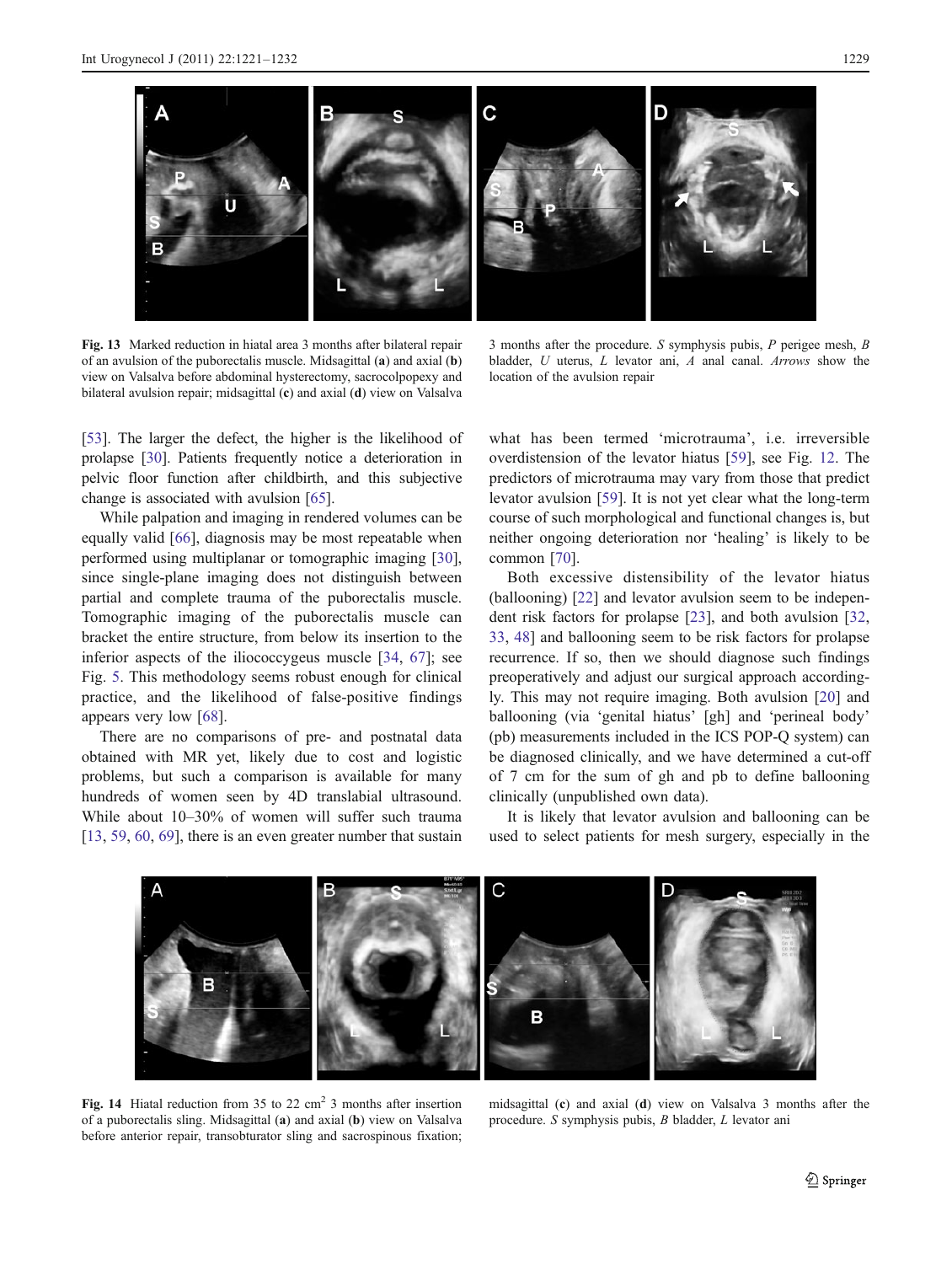**Fig. 13** Marked reduction in hiatal area 3 months after bilateral repair of an avulsion of the puborectalis muscle. Midsagittal (**a**) and axial (**b**) view on Valsalva before abdominal hysterectomy, sacrocolpopexy and bilateral avulsion repair; midsagittal (**c**) and axial (**d**) view on Valsalva 3 months after the procedure. *S* symphysis pubis, *P* perigee mesh, *B* bladder, *U* uterus, *L* levator ani, *A* anal canal. *Arrows* show the location of the avulsion repair

[53]. The larger the defect, the higher is the likelihood of prolapse [30]. Patients frequently notice a deterioration in pelvic floor function after childbirth, and this subjective change is associated with avulsion [65].

While palpation and imaging in rendered volumes can be equally valid [66], diagnosis may be most repeatable when performed using multiplanar or tomographic imaging [30], since single-plane imaging does not distinguish between partial and complete trauma of the puborectalis muscle. Tomographic imaging of the puborectalis muscle can bracket the entire structure, from below its insertion to the inferior aspects of the iliococcygeus muscle [34, 67]; see Fig. 5. This methodology seems robust enough for clinical practice, and the likelihood of false-positive findings appears very low [68].

There are no comparisons of pre- and postnatal data obtained with MR yet, likely due to cost and logistic problems, but such a comparison is available for many hundreds of women seen by 4D translabial ultrasound. While about 10–30% of women will suffer such trauma [13, 59, 60, 69], there is an even greater number that sustain what has been termed 'microtrauma', i.e. irreversible overdistension of the levator hiatus [59], see Fig. 12. The predictors of microtrauma may vary from those that predict levator avulsion [59]. It is not yet clear what the long-term course of such morphological and functional changes is, but neither ongoing deterioration nor 'healing' is likely to be common [70].

Both excessive distensibility of the levator hiatus (ballooning) [22] and levator avulsion seem to be independent risk factors for prolapse [23], and both avulsion [32, 33, 48] and ballooning seem to be risk factors for prolapse recurrence. If so, then we should diagnose such findings preoperatively and adjust our surgical approach accordingly. This may not require imaging. Both avulsion [20] and ballooning (via 'genital hiatus' [gh] and 'perineal body' (pb) measurements included in the ICS POP-Q system) can be diagnosed clinically, and we have determined a cut-off of 7 cm for the sum of gh and pb to define ballooning clinically (unpublished own data).

It is likely that levator avulsion and ballooning can be used to select patients for mesh surgery, especially in the

**Fig. 14** Hiatal reduction from 35 to 22 cm$^2$ 3 months after insertion of a puborectalis sling. Midsagittal (**a**) and axial (**b**) view on Valsalva before anterior repair, transobturator sling and sacrospinous fixation; midsagittal (**c**) and axial (**d**) view on Valsalva 3 months after the procedure. *S* symphysis pubis, *B* bladder, *L* levator ani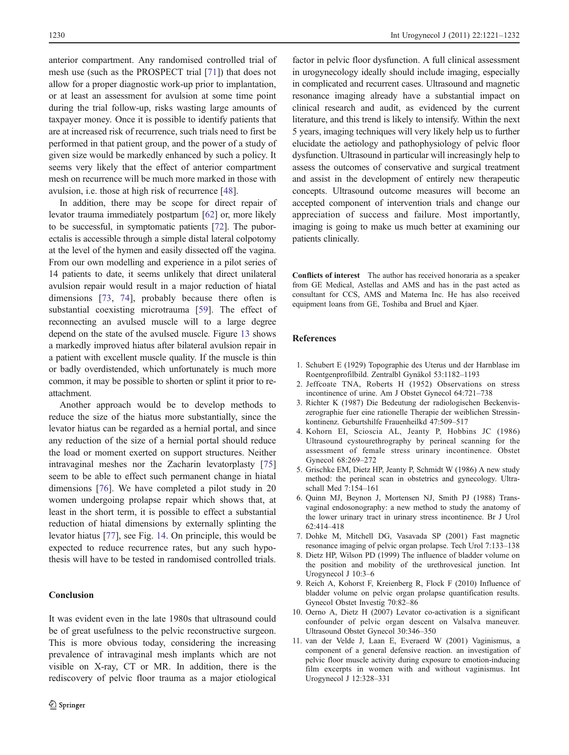anterior compartment. Any randomised controlled trial of mesh use (such as the PROSPECT trial [71]) that does not allow for a proper diagnostic work-up prior to implantation, or at least an assessment for avulsion at some time point during the trial follow-up, risks wasting large amounts of taxpayer money. Once it is possible to identify patients that are at increased risk of recurrence, such trials need to first be performed in that patient group, and the power of a study of given size would be markedly enhanced by such a policy. It seems very likely that the effect of anterior compartment mesh on recurrence will be much more marked in those with avulsion, i.e. those at high risk of recurrence [48].

In addition, there may be scope for direct repair of levator trauma immediately postpartum [62] or, more likely to be successful, in symptomatic patients [72]. The puborectalis is accessible through a simple distal lateral colpotomy at the level of the hymen and easily dissected off the vagina. From our own modelling and experience in a pilot series of 14 patients to date, it seems unlikely that direct unilateral avulsion repair would result in a major reduction of hiatal dimensions [73, 74], probably because there often is substantial coexisting microtrauma [59]. The effect of reconnecting an avulsed muscle will to a large degree depend on the state of the avulsed muscle. Figure 13 shows a markedly improved hiatus after bilateral avulsion repair in a patient with excellent muscle quality. If the muscle is thin or badly overdistended, which unfortunately is much more common, it may be possible to shorten or splint it prior to re-attachment.

Another approach would be to develop methods to reduce the size of the hiatus more substantially, since the levator hiatus can be regarded as a hernial portal, and since any reduction of the size of a hernial portal should reduce the load or moment exerted on support structures. Neither intravaginal meshes nor the Zacharin levatorplasty [75] seem to be able to effect such permanent change in hiatal dimensions [76]. We have completed a pilot study in 20 women undergoing prolapse repair which shows that, at least in the short term, it is possible to effect a substantial reduction of hiatal dimensions by externally splinting the levator hiatus [77], see Fig. 14. On principle, this would be expected to reduce recurrence rates, but any such hypothesis will have to be tested in randomised controlled trials.

## Conclusion

It was evident even in the late 1980s that ultrasound could be of great usefulness to the pelvic reconstructive surgeon. This is more obvious today, considering the increasing prevalence of intravaginal mesh implants which are not visible on X-ray, CT or MR. In addition, there is the rediscovery of pelvic floor trauma as a major etiological factor in pelvic floor dysfunction. A full clinical assessment in urogynecology ideally should include imaging, especially in complicated and recurrent cases. Ultrasound and magnetic resonance imaging already have a substantial impact on clinical research and audit, as evidenced by the current literature, and this trend is likely to intensify. Within the next 5 years, imaging techniques will very likely help us to further elucidate the aetiology and pathophysiology of pelvic floor dysfunction. Ultrasound in particular will increasingly help to assess the outcomes of conservative and surgical treatment and assist in the development of entirely new therapeutic concepts. Ultrasound outcome measures will become an accepted component of intervention trials and change our appreciation of success and failure. Most importantly, imaging is going to make us much better at examining our patients clinically.

**Conflicts of interest** The author has received honoraria as a speaker from GE Medical, Astellas and AMS and has in the past acted as consultant for CCS, AMS and Materna Inc. He has also received equipment loans from GE, Toshiba and Bruel and Kjaer.

## References

1. Schubert E (1929) Topographie des Uterus und der Harnblase im Roentgenprofilbild. Zentralbl Gynäkol 53:1182–1193
2. Jeffcoate TNA, Roberts H (1952) Observations on stress incontinence of urine. Am J Obstet Gynecol 64:721–738
3. Richter K (1987) Die Bedeutung der radiologischen Beckenviszerographie fuer eine rationelle Therapie der weiblichen Stressinkontinenz. Geburtshilfe Frauenheilkd 47:509–517
4. Kohorn EI, Scioscia AL, Jeanty P, Hobbins JC (1986) Ultrasound cystourethrography by perineal scanning for the assessment of female stress urinary incontinence. Obstet Gynecol 68:269–272
5. Grischke EM, Dietz HP, Jeanty P, Schmidt W (1986) A new study method: the perineal scan in obstetrics and gynecology. Ultraschall Med 7:154–161
6. Quinn MJ, Beynon J, Mortensen NJ, Smith PJ (1988) Transvaginal endosonography: a new method to study the anatomy of the lower urinary tract in urinary stress incontinence. Br J Urol 62:414–418
7. Dohke M, Mitchell DG, Vasavada SP (2001) Fast magnetic resonance imaging of pelvic organ prolapse. Tech Urol 7:133–138
8. Dietz HP, Wilson PD (1999) The influence of bladder volume on the position and mobility of the urethrovesical junction. Int Urogynecol J 10:3–6
9. Reich A, Kohorst F, Kreienberg R, Flock F (2010) Influence of bladder volume on pelvic organ prolapse quantification results. Gynecol Obstet Investig 70:82–86
10. Oerno A, Dietz H (2007) Levator co-activation is a significant confounder of pelvic organ descent on Valsalva maneuver. Ultrasound Obstet Gynecol 30:346–350
11. van der Velde J, Laan E, Everaerd W (2001) Vaginismus, a component of a general defensive reaction. an investigation of pelvic floor muscle activity during exposure to emotion-inducing film excerpts in women with and without vaginismus. Int Urogynecol J 12:328–331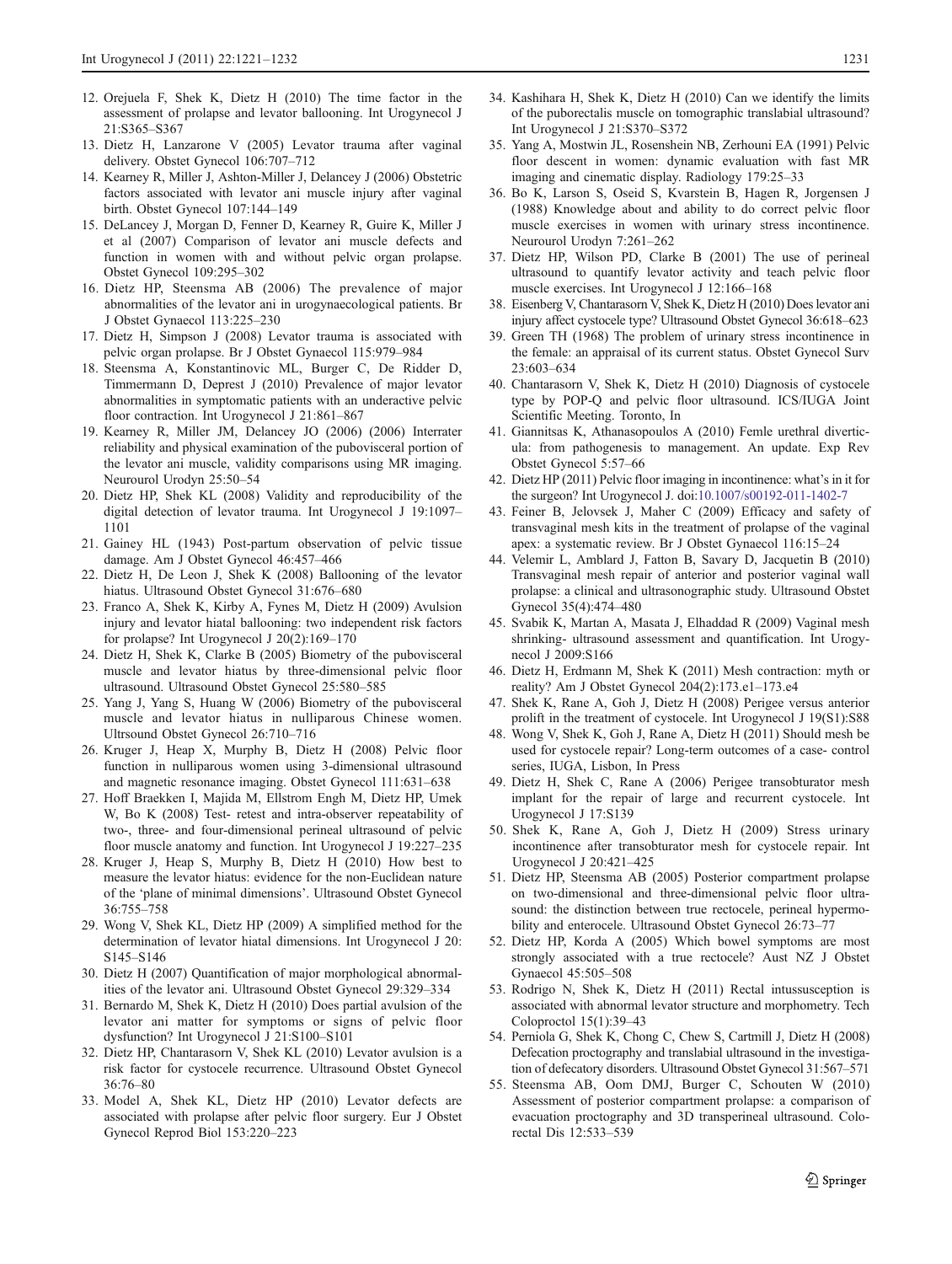12. Orejuela F, Shek K, Dietz H (2010) The time factor in the assessment of prolapse and levator ballooning. Int Urogynecol J 21:S365–S367
13. Dietz H, Lanzarone V (2005) Levator trauma after vaginal delivery. Obstet Gynecol 106:707–712
14. Kearney R, Miller J, Ashton-Miller J, Delancey J (2006) Obstetric factors associated with levator ani muscle injury after vaginal birth. Obstet Gynecol 107:144–149
15. DeLancey J, Morgan D, Fenner D, Kearney R, Guire K, Miller J et al (2007) Comparison of levator ani muscle defects and function in women with and without pelvic organ prolapse. Obstet Gynecol 109:295–302
16. Dietz HP, Steensma AB (2006) The prevalence of major abnormalities of the levator ani in urogynaecological patients. Br J Obstet Gynaecol 113:225–230
17. Dietz H, Simpson J (2008) Levator trauma is associated with pelvic organ prolapse. Br J Obstet Gynaecol 115:979–984
18. Steensma A, Konstantinovic ML, Burger C, De Ridder D, Timmermann D, Deprest J (2010) Prevalence of major levator abnormalities in symptomatic patients with an underactive pelvic floor contraction. Int Urogynecol J 21:861–867
19. Kearney R, Miller JM, Delancey JO (2006) (2006) Interrater reliability and physical examination of the pubovisceral portion of the levator ani muscle, validity comparisons using MR imaging. Neurourol Urodyn 25:50–54
20. Dietz HP, Shek KL (2008) Validity and reproducibility of the digital detection of levator trauma. Int Urogynecol J 19:1097–1101
21. Gainey HL (1943) Post-partum observation of pelvic tissue damage. Am J Obstet Gynecol 46:457–466
22. Dietz H, De Leon J, Shek K (2008) Ballooning of the levator hiatus. Ultrasound Obstet Gynecol 31:676–680
23. Franco A, Shek K, Kirby A, Fynes M, Dietz H (2009) Avulsion injury and levator hiatal ballooning: two independent risk factors for prolapse? Int Urogynecol J 20(2):169–170
24. Dietz H, Shek K, Clarke B (2005) Biometry of the pubovisceral muscle and levator hiatus by three-dimensional pelvic floor ultrasound. Ultrasound Obstet Gynecol 25:580–585
25. Yang J, Yang S, Huang W (2006) Biometry of the pubovisceral muscle and levator hiatus in nulliparous Chinese women. Ultrsound Obstet Gynecol 26:710–716
26. Kruger J, Heap X, Murphy B, Dietz H (2008) Pelvic floor function in nulliparous women using 3-dimensional ultrasound and magnetic resonance imaging. Obstet Gynecol 111:631–638
27. Hoff Braekken I, Majida M, Ellstrom Engh M, Dietz HP, Umek W, Bo K (2008) Test- retest and intra-observer repeatability of two-, three- and four-dimensional perineal ultrasound of pelvic floor muscle anatomy and function. Int Urogynecol J 19:227–235
28. Kruger J, Heap S, Murphy B, Dietz H (2010) How best to measure the levator hiatus: evidence for the non-Euclidean nature of the 'plane of minimal dimensions'. Ultrasound Obstet Gynecol 36:755–758
29. Wong V, Shek KL, Dietz HP (2009) A simplified method for the determination of levator hiatal dimensions. Int Urogynecol J 20: S145–S146
30. Dietz H (2007) Quantification of major morphological abnormalities of the levator ani. Ultrasound Obstet Gynecol 29:329–334
31. Bernardo M, Shek K, Dietz H (2010) Does partial avulsion of the levator ani matter for symptoms or signs of pelvic floor dysfunction? Int Urogynecol J 21:S100–S101
32. Dietz HP, Chantarasorn V, Shek KL (2010) Levator avulsion is a risk factor for cystocele recurrence. Ultrasound Obstet Gynecol 36:76–80
33. Model A, Shek KL, Dietz HP (2010) Levator defects are associated with prolapse after pelvic floor surgery. Eur J Obstet Gynecol Reprod Biol 153:220–223
34. Kashihara H, Shek K, Dietz H (2010) Can we identify the limits of the puborectalis muscle on tomographic translabial ultrasound? Int Urogynecol J 21:S370–S372
35. Yang A, Mostwin JL, Rosenshein NB, Zerhouni EA (1991) Pelvic floor descent in women: dynamic evaluation with fast MR imaging and cinematic display. Radiology 179:25–33
36. Bo K, Larson S, Oseid S, Kvarstein B, Hagen R, Jorgensen J (1988) Knowledge about and ability to do correct pelvic floor muscle exercises in women with urinary stress incontinence. Neurourol Urodyn 7:261–262
37. Dietz HP, Wilson PD, Clarke B (2001) The use of perineal ultrasound to quantify levator activity and teach pelvic floor muscle exercises. Int Urogynecol J 12:166–168
38. Eisenberg V, Chantarasorn V, Shek K, Dietz H (2010) Does levator ani injury affect cystocele type? Ultrasound Obstet Gynecol 36:618–623
39. Green TH (1968) The problem of urinary stress incontinence in the female: an appraisal of its current status. Obstet Gynecol Surv 23:603–634
40. Chantarasorn V, Shek K, Dietz H (2010) Diagnosis of cystocele type by POP-Q and pelvic floor ultrasound. ICS/IUGA Joint Scientific Meeting. Toronto, In
41. Giannitsas K, Athanasopoulos A (2010) Femle urethral diverticula: from pathogenesis to management. An update. Exp Rev Obstet Gynecol 5:57–66
42. Dietz HP (2011) Pelvic floor imaging in incontinence: what's in it for the surgeon? Int Urogynecol J. doi:10.1007/s00192-011-1402-7
43. Feiner B, Jelovsek J, Maher C (2009) Efficacy and safety of transvaginal mesh kits in the treatment of prolapse of the vaginal apex: a systematic review. Br J Obstet Gynaecol 116:15–24
44. Velemir L, Amblard J, Fatton B, Savary D, Jacquetin B (2010) Transvaginal mesh repair of anterior and posterior vaginal wall prolapse: a clinical and ultrasonographic study. Ultrasound Obstet Gynecol 35(4):474–480
45. Svabik K, Martan A, Masata J, Elhaddad R (2009) Vaginal mesh shrinking- ultrasound assessment and quantification. Int Urogynecol J 2009:S166
46. Dietz H, Erdmann M, Shek K (2011) Mesh contraction: myth or reality? Am J Obstet Gynecol 204(2):173.e1–173.e4
47. Shek K, Rane A, Goh J, Dietz H (2008) Perigee versus anterior prolift in the treatment of cystocele. Int Urogynecol J 19(S1):S88
48. Wong V, Shek K, Goh J, Rane A, Dietz H (2011) Should mesh be used for cystocele repair? Long-term outcomes of a case- control series, IUGA, Lisbon, In Press
49. Dietz H, Shek C, Rane A (2006) Perigee transobturator mesh implant for the repair of large and recurrent cystocele. Int Urogynecol J 17:S139
50. Shek K, Rane A, Goh J, Dietz H (2009) Stress urinary incontinence after transobturator mesh for cystocele repair. Int Urogynecol J 20:421–425
51. Dietz HP, Steensma AB (2005) Posterior compartment prolapse on two-dimensional and three-dimensional pelvic floor ultrasound: the distinction between true rectocele, perineal hypermobility and enterocele. Ultrasound Obstet Gynecol 26:73–77
52. Dietz HP, Korda A (2005) Which bowel symptoms are most strongly associated with a true rectocele? Aust NZ J Obstet Gynaecol 45:505–508
53. Rodrigo N, Shek K, Dietz H (2011) Rectal intussusception is associated with abnormal levator structure and morphometry. Tech Coloproctol 15(1):39–43
54. Perniola G, Shek K, Chong C, Chew S, Cartmill J, Dietz H (2008) Defecation proctography and translabial ultrasound in the investigation of defecatory disorders. Ultrasound Obstet Gynecol 31:567–571
55. Steensma AB, Oom DMJ, Burger C, Schouten W (2010) Assessment of posterior compartment prolapse: a comparison of evacuation proctography and 3D transperineal ultrasound. Colorectal Dis 12:533–539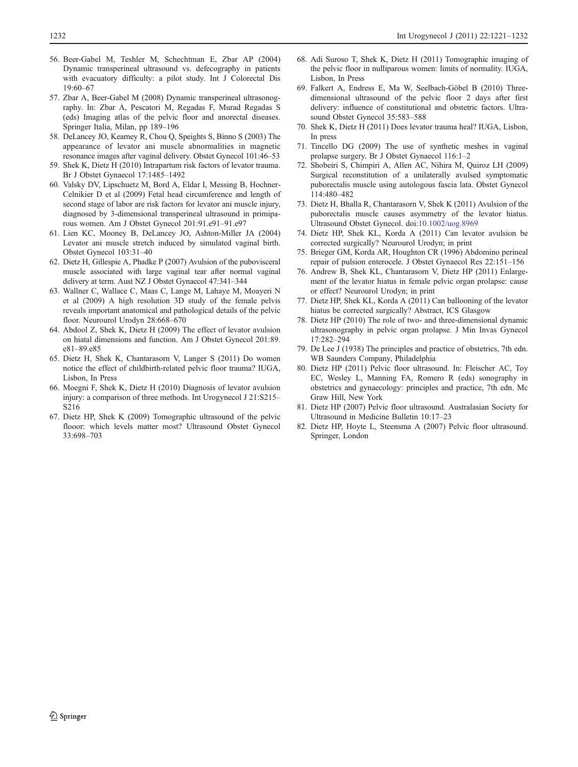56. Beer-Gabel M, Teshler M, Schechtman E, Zbar AP (2004) Dynamic transperineal ultrasound vs. defecography in patients with evacuatory difficulty: a pilot study. Int J Colorectal Dis 19:60–67
57. Zbar A, Beer-Gabel M (2008) Dynamic transperineal ultrasonography. In: Zbar A, Pescatori M, Regadas F, Murad Regadas S (eds) Imaging atlas of the pelvic floor and anorectal diseases. Springer Italia, Milan, pp 189–196
58. DeLancey JO, Kearney R, Chou Q, Speights S, Binno S (2003) The appearance of levator ani muscle abnormalities in magnetic resonance images after vaginal delivery. Obstet Gynecol 101:46–53
59. Shek K, Dietz H (2010) Intrapartum risk factors of levator trauma. Br J Obstet Gynaecol 17:1485–1492
60. Valsky DV, Lipschuetz M, Bord A, Eldar I, Messing B, Hochner-Celnikier D et al (2009) Fetal head circumference and length of second stage of labor are risk factors for levator ani muscle injury, diagnosed by 3-dimensional transperineal ultrasound in primiparous women. Am J Obstet Gynecol 201:91.e91–91.e97
61. Lien KC, Mooney B, DeLancey JO, Ashton-Miller JA (2004) Levator ani muscle stretch induced by simulated vaginal birth. Obstet Gynecol 103:31–40
62. Dietz H, Gillespie A, Phadke P (2007) Avulsion of the pubovisceral muscle associated with large vaginal tear after normal vaginal delivery at term. Aust NZ J Obstet Gynaecol 47:341–344
63. Wallner C, Wallace C, Maas C, Lange M, Lahaye M, Moayeri N et al (2009) A high resolution 3D study of the female pelvis reveals important anatomical and pathological details of the pelvic floor. Neurourol Urodyn 28:668–670
64. Abdool Z, Shek K, Dietz H (2009) The effect of levator avulsion on hiatal dimensions and function. Am J Obstet Gynecol 201:89.e81–89.e85
65. Dietz H, Shek K, Chantarasorn V, Langer S (2011) Do women notice the effect of childbirth-related pelvic floor trauma? IUGA, Lisbon, In Press
66. Moegni F, Shek K, Dietz H (2010) Diagnosis of levator avulsion injury: a comparison of three methods. Int Urogynecol J 21:S215–S216
67. Dietz HP, Shek K (2009) Tomographic ultrasound of the pelvic flooor: which levels matter most? Ultrasound Obstet Gynecol 33:698–703
68. Adi Suroso T, Shek K, Dietz H (2011) Tomographic imaging of the pelvic floor in nulliparous women: limits of normality. IUGA, Lisbon, In Press
69. Falkert A, Endress E, Ma W, Seelbach-Göbel B (2010) Three-dimensional ultrasound of the pelvic floor 2 days after first delivery: influence of constitutional and obstetric factors. Ultrasound Obstet Gynecol 35:583–588
70. Shek K, Dietz H (2011) Does levator trauma heal? IUGA, Lisbon, In press
71. Tincello DG (2009) The use of synthetic meshes in vaginal prolapse surgery. Br J Obstet Gynaecol 116:1–2
72. Shobeiri S, Chimpiri A, Allen AC, Nihira M, Quiroz LH (2009) Surgical reconstitution of a unilaterally avulsed symptomatic puborectalis muscle using autologous fascia lata. Obstet Gynecol 114:480–482
73. Dietz H, Bhalla R, Chantarasorn V, Shek K (2011) Avulsion of the puborectalis muscle causes asymmetry of the levator hiatus. Ultrasound Obstet Gynecol. doi:10.1002/uog.8969
74. Dietz HP, Shek KL, Korda A (2011) Can levator avulsion be corrected surgically? Neurourol Urodyn; in print
75. Brieger GM, Korda AR, Houghton CR (1996) Abdomino perineal repair of pulsion enterocele. J Obstet Gynaecol Res 22:151–156
76. Andrew B, Shek KL, Chantarasorn V, Dietz HP (2011) Enlargement of the levator hiatus in female pelvic organ prolapse: cause or effect? Neurourol Urodyn; in print
77. Dietz HP, Shek KL, Korda A (2011) Can ballooning of the levator hiatus be corrected surgically? Abstract, ICS Glasgow
78. Dietz HP (2010) The role of two- and three-dimensional dynamic ultrasonography in pelvic organ prolapse. J Min Invas Gynecol 17:282–294
79. De Lee J (1938) The principles and practice of obstetrics, 7th edn. WB Saunders Company, Philadelphia
80. Dietz HP (2011) Pelvic floor ultrasound. In: Fleischer AC, Toy EC, Wesley L, Manning FA, Romero R (eds) sonography in obstetrics and gynaecology: principles and practice, 7th edn. Mc Graw Hill, New York
81. Dietz HP (2007) Pelvic floor ultrasound. Australasian Society for Ultrasound in Medicine Bulletin 10:17–23
82. Dietz HP, Hoyte L, Steensma A (2007) Pelvic floor ultrasound. Springer, London